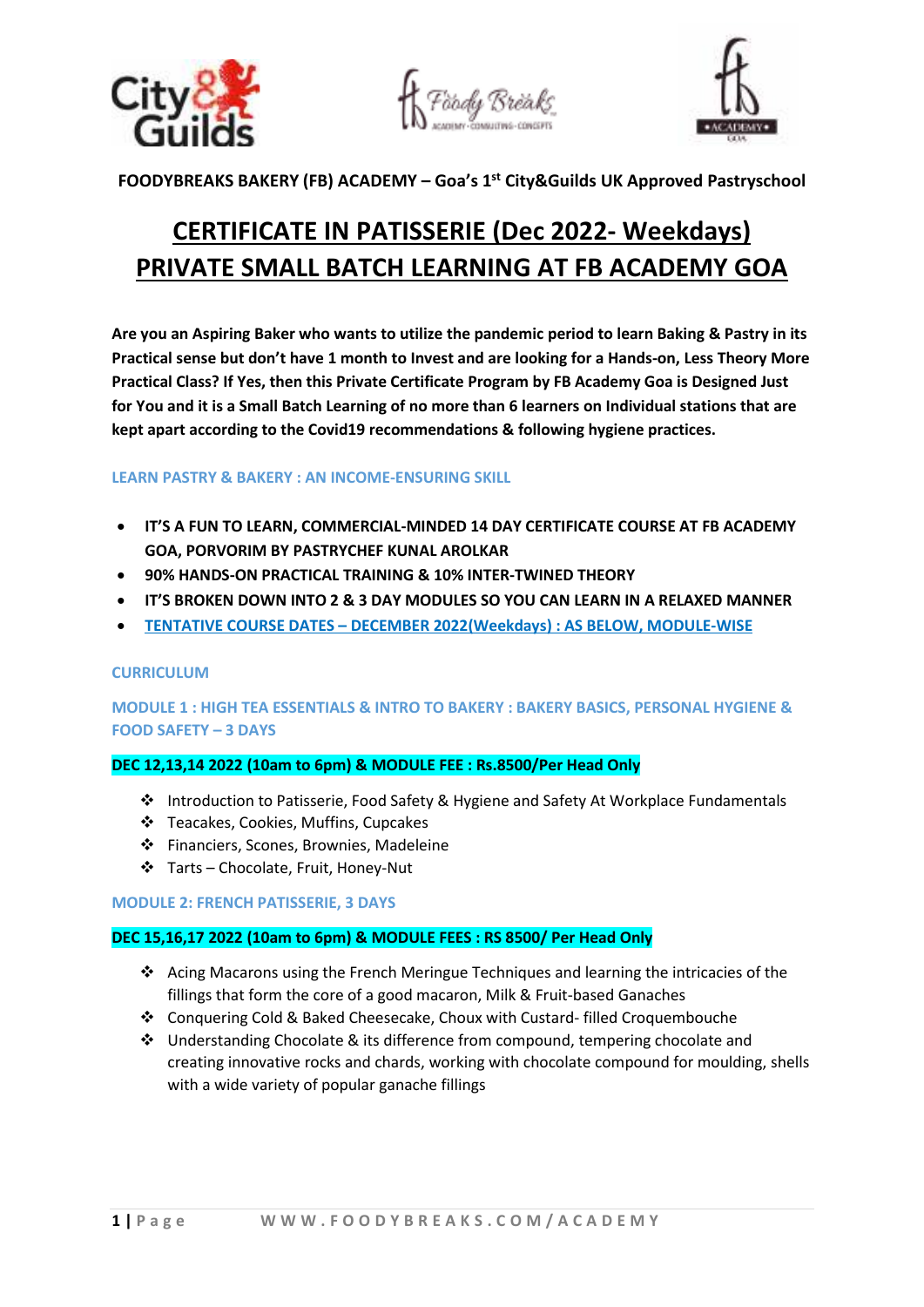**FOODYBREAKS BAKERY (FB) ACADEMY – Goa's 1st City&Guilds UK Approved Pastryschool**

# CERTIFICATE IN PATISSERIE (Dec 2022- Weekdays)
# PRIVATE SMALL BATCH LEARNING AT FB ACADEMY GOA

**Are you an Aspiring Baker who wants to utilize the pandemic period to learn Baking & Pastry in its Practical sense but don't have 1 month to Invest and are looking for a Hands-on, Less Theory More Practical Class? If Yes, then this Private Certificate Program by FB Academy Goa is Designed Just for You and it is a Small Batch Learning of no more than 6 learners on Individual stations that are kept apart according to the Covid19 recommendations & following hygiene practices.**

## LEARN PASTRY & BAKERY : AN INCOME-ENSURING SKILL

- **IT'S A FUN TO LEARN, COMMERCIAL-MINDED 14 DAY CERTIFICATE COURSE AT FB ACADEMY GOA, PORVORIM BY PASTRYCHEF KUNAL AROLKAR**
- **90% HANDS-ON PRACTICAL TRAINING & 10% INTER-TWINED THEORY**
- **IT'S BROKEN DOWN INTO 2 & 3 DAY MODULES SO YOU CAN LEARN IN A RELAXED MANNER**
- **TENTATIVE COURSE DATES – DECEMBER 2022(Weekdays) : AS BELOW, MODULE-WISE**

## CURRICULUM

### MODULE 1 : HIGH TEA ESSENTIALS & INTRO TO BAKERY : BAKERY BASICS, PERSONAL HYGIENE & FOOD SAFETY – 3 DAYS

**DEC 12,13,14 2022 (10am to 6pm) & MODULE FEE : Rs.8500/Per Head Only**

- Introduction to Patisserie, Food Safety & Hygiene and Safety At Workplace Fundamentals
- Teacakes, Cookies, Muffins, Cupcakes
- Financiers, Scones, Brownies, Madeleine
- Tarts – Chocolate, Fruit, Honey-Nut

### MODULE 2: FRENCH PATISSERIE, 3 DAYS

**DEC 15,16,17 2022 (10am to 6pm) & MODULE FEES : RS 8500/ Per Head Only**

- Acing Macarons using the French Meringue Techniques and learning the intricacies of the fillings that form the core of a good macaron, Milk & Fruit-based Ganaches
- Conquering Cold & Baked Cheesecake, Choux with Custard- filled Croquembouche
- Understanding Chocolate & its difference from compound, tempering chocolate and creating innovative rocks and chards, working with chocolate compound for moulding, shells with a wide variety of popular ganache fillings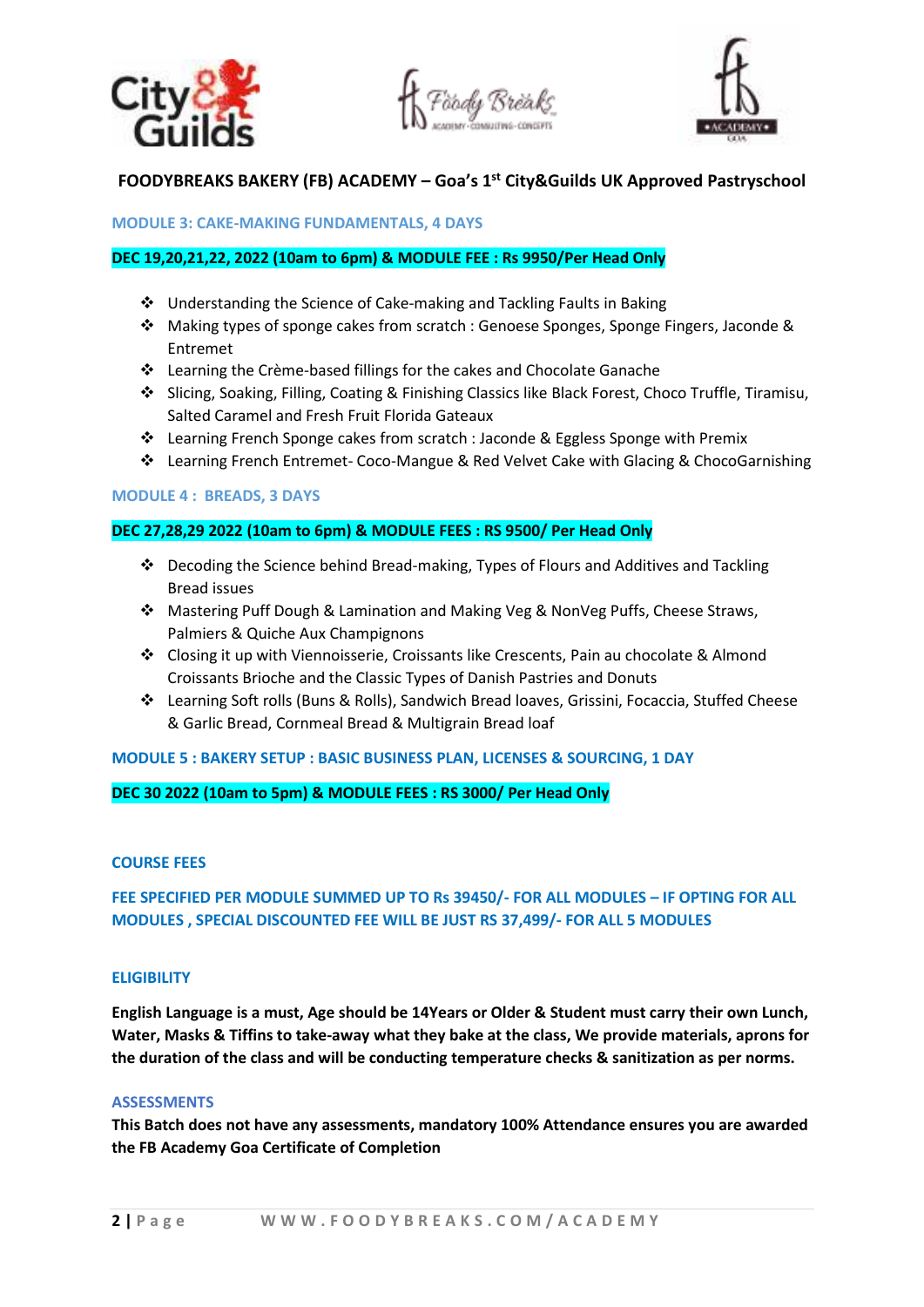**FOODYBREAKS BAKERY (FB) ACADEMY – Goa's 1st City&Guilds UK Approved Pastryschool**

## MODULE 3: CAKE-MAKING FUNDAMENTALS, 4 DAYS

**DEC 19,20,21,22, 2022 (10am to 6pm) & MODULE FEE : Rs 9950/Per Head Only**

- Understanding the Science of Cake-making and Tackling Faults in Baking
- Making types of sponge cakes from scratch : Genoese Sponges, Sponge Fingers, Jaconde & Entremet
- Learning the Crème-based fillings for the cakes and Chocolate Ganache
- Slicing, Soaking, Filling, Coating & Finishing Classics like Black Forest, Choco Truffle, Tiramisu, Salted Caramel and Fresh Fruit Florida Gateaux
- Learning French Sponge cakes from scratch : Jaconde & Eggless Sponge with Premix
- Learning French Entremet- Coco-Mangue & Red Velvet Cake with Glacing & ChocoGarnishing

## MODULE 4 : BREADS, 3 DAYS

**DEC 27,28,29 2022 (10am to 6pm) & MODULE FEES : RS 9500/ Per Head Only**

- Decoding the Science behind Bread-making, Types of Flours and Additives and Tackling Bread issues
- Mastering Puff Dough & Lamination and Making Veg & NonVeg Puffs, Cheese Straws, Palmiers & Quiche Aux Champignons
- Closing it up with Viennoisserie, Croissants like Crescents, Pain au chocolate & Almond Croissants Brioche and the Classic Types of Danish Pastries and Donuts
- Learning Soft rolls (Buns & Rolls), Sandwich Bread loaves, Grissini, Focaccia, Stuffed Cheese & Garlic Bread, Cornmeal Bread & Multigrain Bread loaf

## MODULE 5 : BAKERY SETUP : BASIC BUSINESS PLAN, LICENSES & SOURCING, 1 DAY

**DEC 30 2022 (10am to 5pm) & MODULE FEES : RS 3000/ Per Head Only**

## COURSE FEES

**FEE SPECIFIED PER MODULE SUMMED UP TO Rs 39450/- FOR ALL MODULES – IF OPTING FOR ALL MODULES , SPECIAL DISCOUNTED FEE WILL BE JUST RS 37,499/- FOR ALL 5 MODULES**

## ELIGIBILITY

**English Language is a must, Age should be 14Years or Older & Student must carry their own Lunch, Water, Masks & Tiffins to take-away what they bake at the class, We provide materials, aprons for the duration of the class and will be conducting temperature checks & sanitization as per norms.**

## ASSESSMENTS

**This Batch does not have any assessments, mandatory 100% Attendance ensures you are awarded the FB Academy Goa Certificate of Completion**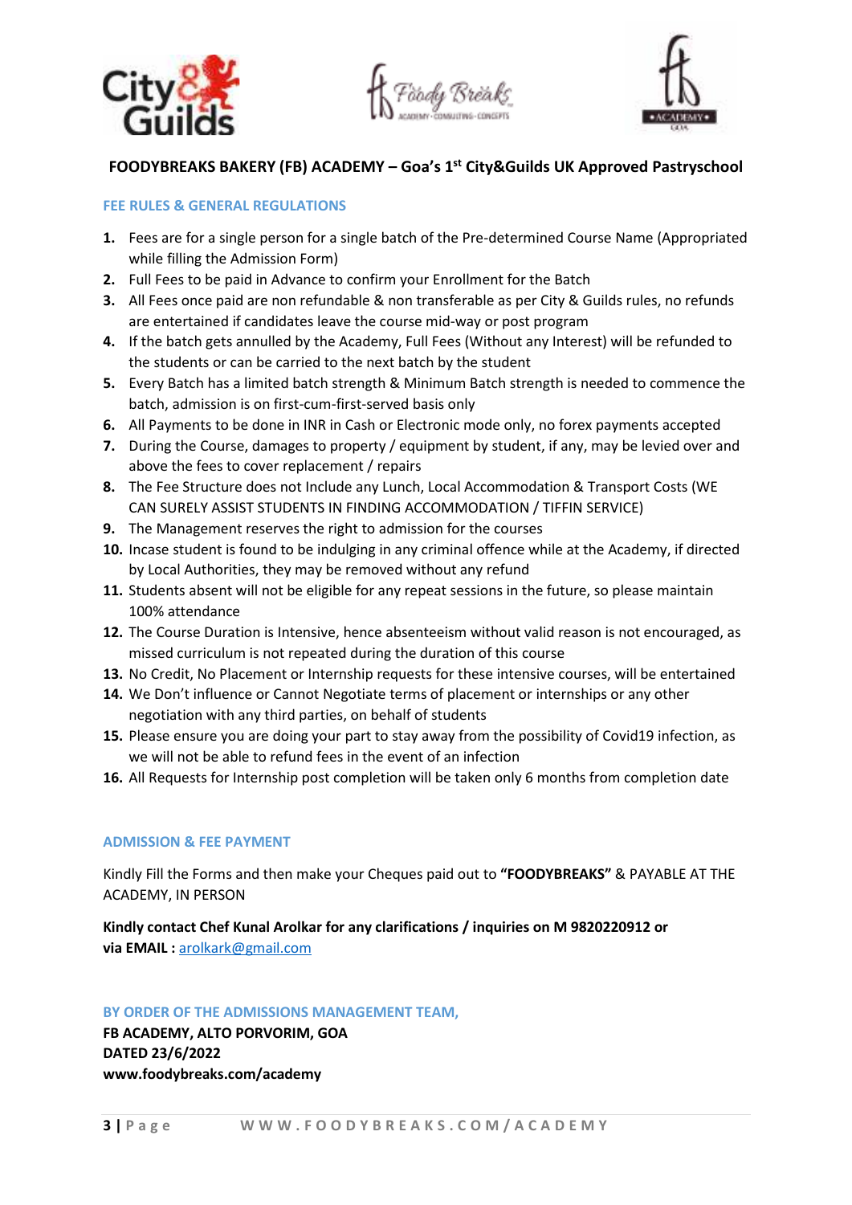# FOODYBREAKS BAKERY (FB) ACADEMY – Goa's 1st City&Guilds UK Approved Pastryschool

## FEE RULES & GENERAL REGULATIONS

1. Fees are for a single person for a single batch of the Pre-determined Course Name (Appropriated while filling the Admission Form)
2. Full Fees to be paid in Advance to confirm your Enrollment for the Batch
3. All Fees once paid are non refundable & non transferable as per City & Guilds rules, no refunds are entertained if candidates leave the course mid-way or post program
4. If the batch gets annulled by the Academy, Full Fees (Without any Interest) will be refunded to the students or can be carried to the next batch by the student
5. Every Batch has a limited batch strength & Minimum Batch strength is needed to commence the batch, admission is on first-cum-first-served basis only
6. All Payments to be done in INR in Cash or Electronic mode only, no forex payments accepted
7. During the Course, damages to property / equipment by student, if any, may be levied over and above the fees to cover replacement / repairs
8. The Fee Structure does not Include any Lunch, Local Accommodation & Transport Costs (WE CAN SURELY ASSIST STUDENTS IN FINDING ACCOMMODATION / TIFFIN SERVICE)
9. The Management reserves the right to admission for the courses
10. Incase student is found to be indulging in any criminal offence while at the Academy, if directed by Local Authorities, they may be removed without any refund
11. Students absent will not be eligible for any repeat sessions in the future, so please maintain 100% attendance
12. The Course Duration is Intensive, hence absenteeism without valid reason is not encouraged, as missed curriculum is not repeated during the duration of this course
13. No Credit, No Placement or Internship requests for these intensive courses, will be entertained
14. We Don't influence or Cannot Negotiate terms of placement or internships or any other negotiation with any third parties, on behalf of students
15. Please ensure you are doing your part to stay away from the possibility of Covid19 infection, as we will not be able to refund fees in the event of an infection
16. All Requests for Internship post completion will be taken only 6 months from completion date

## ADMISSION & FEE PAYMENT

Kindly Fill the Forms and then make your Cheques paid out to **"FOODYBREAKS"** & PAYABLE AT THE ACADEMY, IN PERSON

**Kindly contact Chef Kunal Arolkar for any clarifications / inquiries on M 9820220912 or via EMAIL :** arolkark@gmail.com

BY ORDER OF THE ADMISSIONS MANAGEMENT TEAM,

**FB ACADEMY, ALTO PORVORIM, GOA**
**DATED 23/6/2022**
**www.foodybreaks.com/academy**